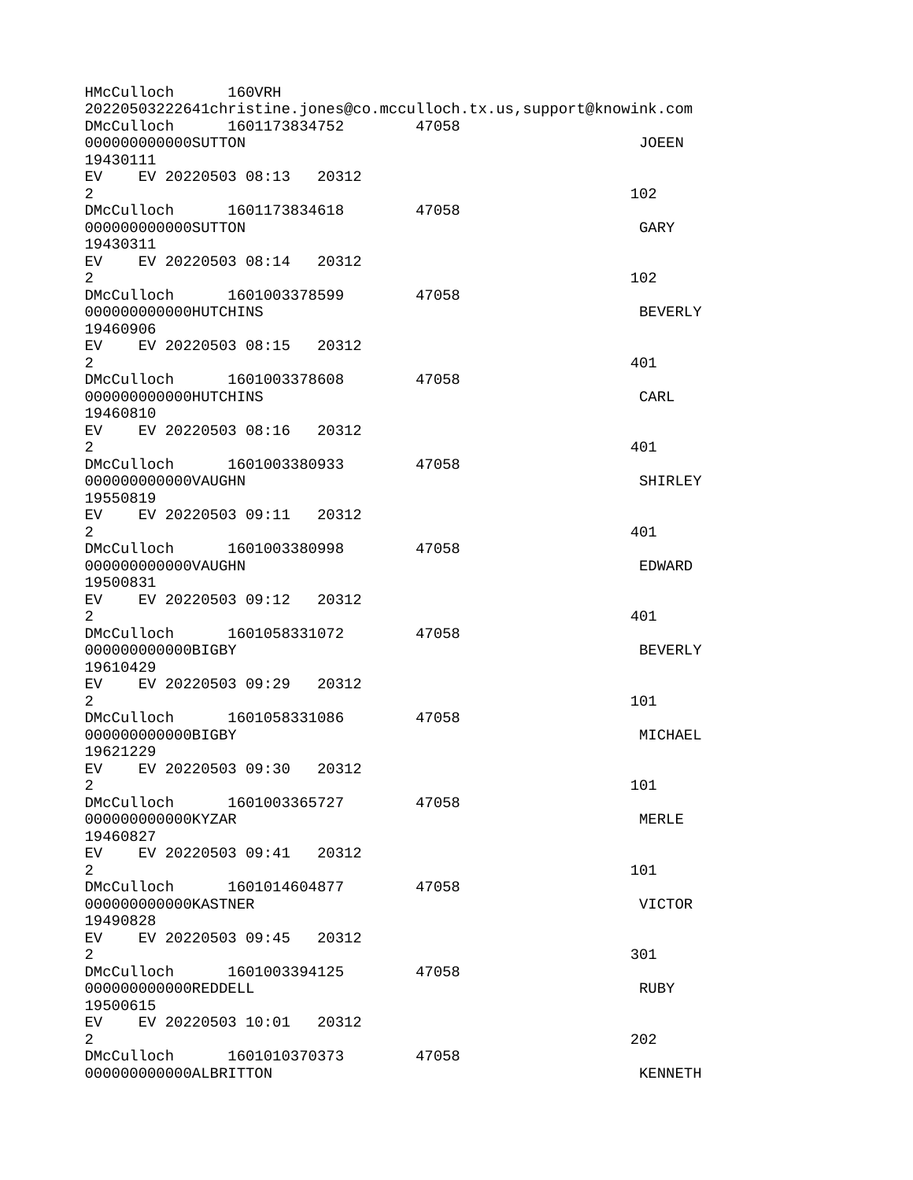```
HMcCulloch      160VRH
20220503222641christine.jones@co.mcculloch.tx.us,support@knowink.com
DMcCulloch      1601173834752         47058
000000000000SUTTON                                                  JOEEN
19430111
EV    EV 20220503 08:13   20312
2                                                                  102
DMcCulloch      1601173834618         47058
000000000000SUTTON                                                  GARY
19430311
EV    EV 20220503 08:14   20312
2                                                                  102
DMcCulloch      1601003378599         47058
000000000000HUTCHINS                                                BEVERLY
19460906
EV    EV 20220503 08:15   20312
2                                                                  401
DMcCulloch      1601003378608         47058
000000000000HUTCHINS                                                CARL
19460810
EV    EV 20220503 08:16   20312
2                                                                  401
DMcCulloch      1601003380933         47058
000000000000VAUGHN                                                  SHIRLEY
19550819
EV    EV 20220503 09:11   20312
2                                                                  401
DMcCulloch      1601003380998         47058
000000000000VAUGHN                                                  EDWARD
19500831
EV    EV 20220503 09:12   20312
2                                                                  401
DMcCulloch      1601058331072         47058
000000000000BIGBY                                                   BEVERLY
19610429
EV    EV 20220503 09:29   20312
2                                                                  101
DMcCulloch      1601058331086         47058
000000000000BIGBY                                                   MICHAEL
19621229
EV    EV 20220503 09:30   20312
2                                                                  101
DMcCulloch      1601003365727         47058
000000000000KYZAR                                                   MERLE
19460827
EV    EV 20220503 09:41   20312
2                                                                  101
DMcCulloch      1601014604877         47058
000000000000KASTNER                                                 VICTOR
19490828
EV    EV 20220503 09:45   20312
2                                                                  301
DMcCulloch      1601003394125         47058
000000000000REDDELL                                                 RUBY
19500615
EV    EV 20220503 10:01   20312
2                                                                  202
DMcCulloch      1601010370373         47058
000000000000ALBRITTON                                               KENNETH
```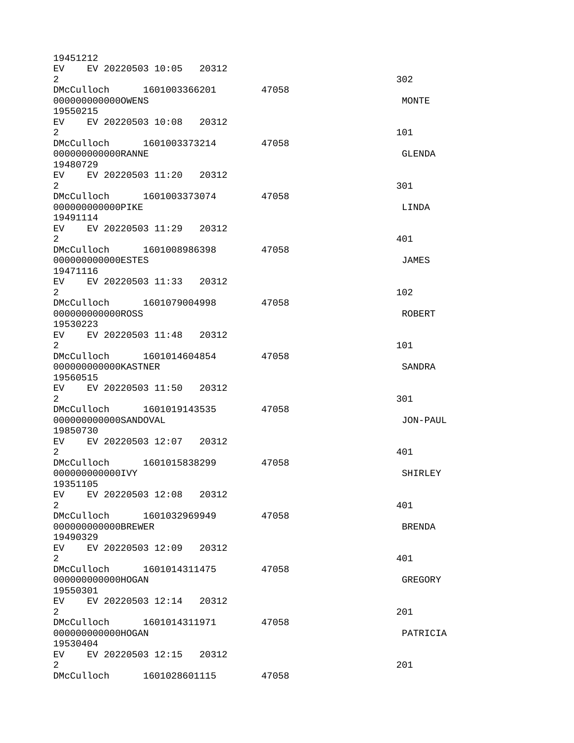19451212
EV EV 20220503 10:05 20312
2 302
DMcCulloch 1601003366201 47058
000000000000OWENS MONTE
19550215
EV EV 20220503 10:08 20312
2 101
DMcCulloch 1601003373214 47058
000000000000RANNE GLENDA
19480729
EV EV 20220503 11:20 20312
2 301
DMcCulloch 1601003373074 47058
000000000000PIKE LINDA
19491114
EV EV 20220503 11:29 20312
2 401
DMcCulloch 1601008986398 47058
000000000000ESTES JAMES
19471116
EV EV 20220503 11:33 20312
2 102
DMcCulloch 1601079004998 47058
000000000000ROSS ROBERT
19530223
EV EV 20220503 11:48 20312
2 101
DMcCulloch 1601014604854 47058
000000000000KASTNER SANDRA
19560515
EV EV 20220503 11:50 20312
2 301
DMcCulloch 1601019143535 47058
000000000000SANDOVAL JON-PAUL
19850730
EV EV 20220503 12:07 20312
2 401
DMcCulloch 1601015838299 47058
000000000000IVY SHIRLEY
19351105
EV EV 20220503 12:08 20312
2 401
DMcCulloch 1601032969949 47058
000000000000BREWER BRENDA
19490329
EV EV 20220503 12:09 20312
2 401
DMcCulloch 1601014311475 47058
000000000000HOGAN GREGORY
19550301
EV EV 20220503 12:14 20312
2 201
DMcCulloch 1601014311971 47058
000000000000HOGAN PATRICIA
19530404
EV EV 20220503 12:15 20312
2 201
DMcCulloch 1601028601115 47058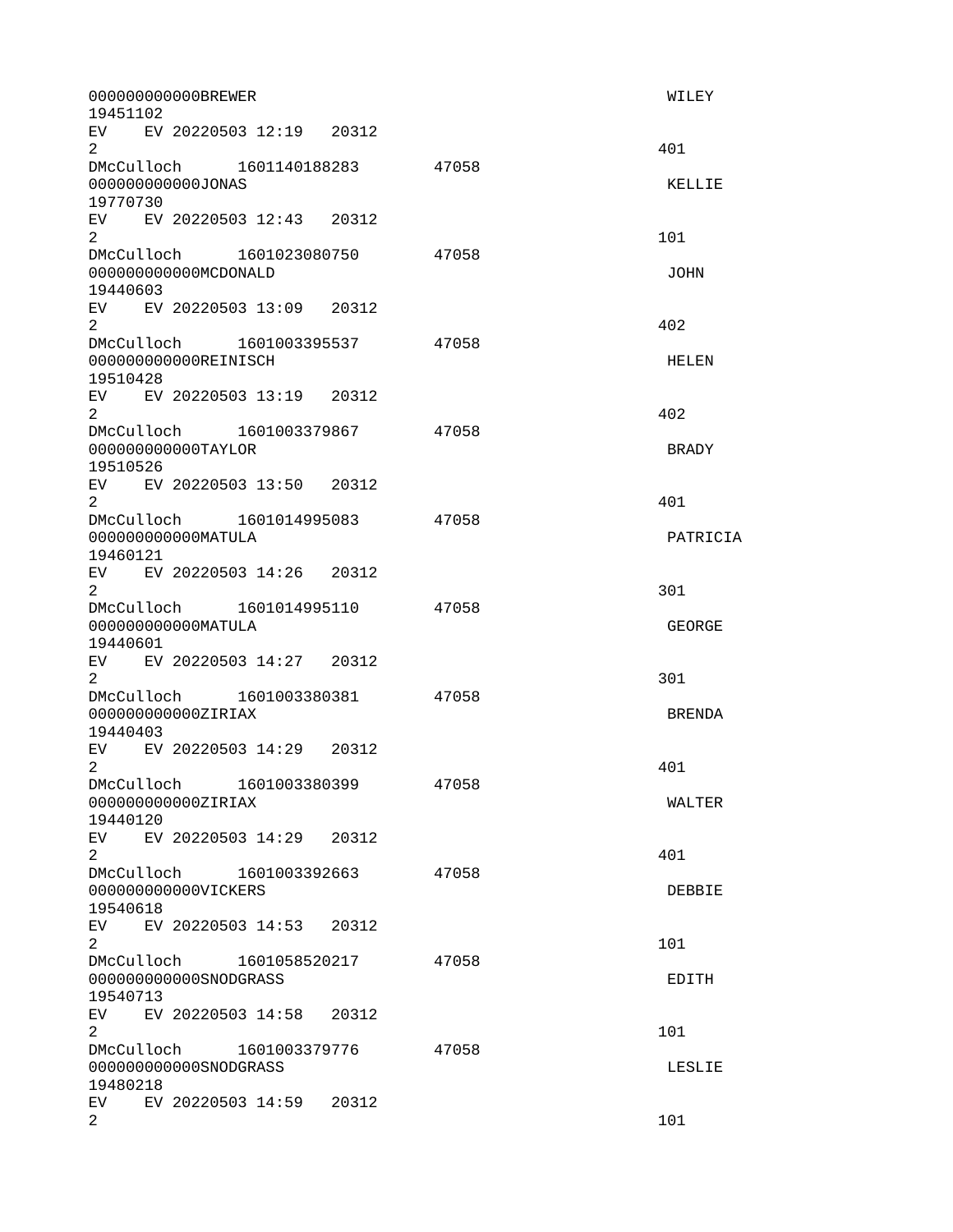```
000000000000BREWER                                                  WILEY
19451102
EV    EV 20220503 12:19   20312
2                                                                   401
DMcCulloch      1601140188283       47058
000000000000JONAS                                                   KELLIE
19770730
EV    EV 20220503 12:43   20312
2                                                                   101
DMcCulloch      1601023080750       47058
000000000000MCDONALD                                                JOHN
19440603
EV    EV 20220503 13:09   20312
2                                                                   402
DMcCulloch      1601003395537       47058
000000000000REINISCH                                                HELEN
19510428
EV    EV 20220503 13:19   20312
2                                                                   402
DMcCulloch      1601003379867       47058
000000000000TAYLOR                                                  BRADY
19510526
EV    EV 20220503 13:50   20312
2                                                                   401
DMcCulloch      1601014995083       47058
000000000000MATULA                                                  PATRICIA
19460121
EV    EV 20220503 14:26   20312
2                                                                   301
DMcCulloch      1601014995110       47058
000000000000MATULA                                                  GEORGE
19440601
EV    EV 20220503 14:27   20312
2                                                                   301
DMcCulloch      1601003380381       47058
000000000000ZIRIAX                                                  BRENDA
19440403
EV    EV 20220503 14:29   20312
2                                                                   401
DMcCulloch      1601003380399       47058
000000000000ZIRIAX                                                  WALTER
19440120
EV    EV 20220503 14:29   20312
2                                                                   401
DMcCulloch      1601003392663       47058
000000000000VICKERS                                                 DEBBIE
19540618
EV    EV 20220503 14:53   20312
2                                                                   101
DMcCulloch      1601058520217       47058
000000000000SNODGRASS                                               EDITH
19540713
EV    EV 20220503 14:58   20312
2                                                                   101
DMcCulloch      1601003379776       47058
000000000000SNODGRASS                                               LESLIE
19480218
EV    EV 20220503 14:59   20312
2                                                                   101
```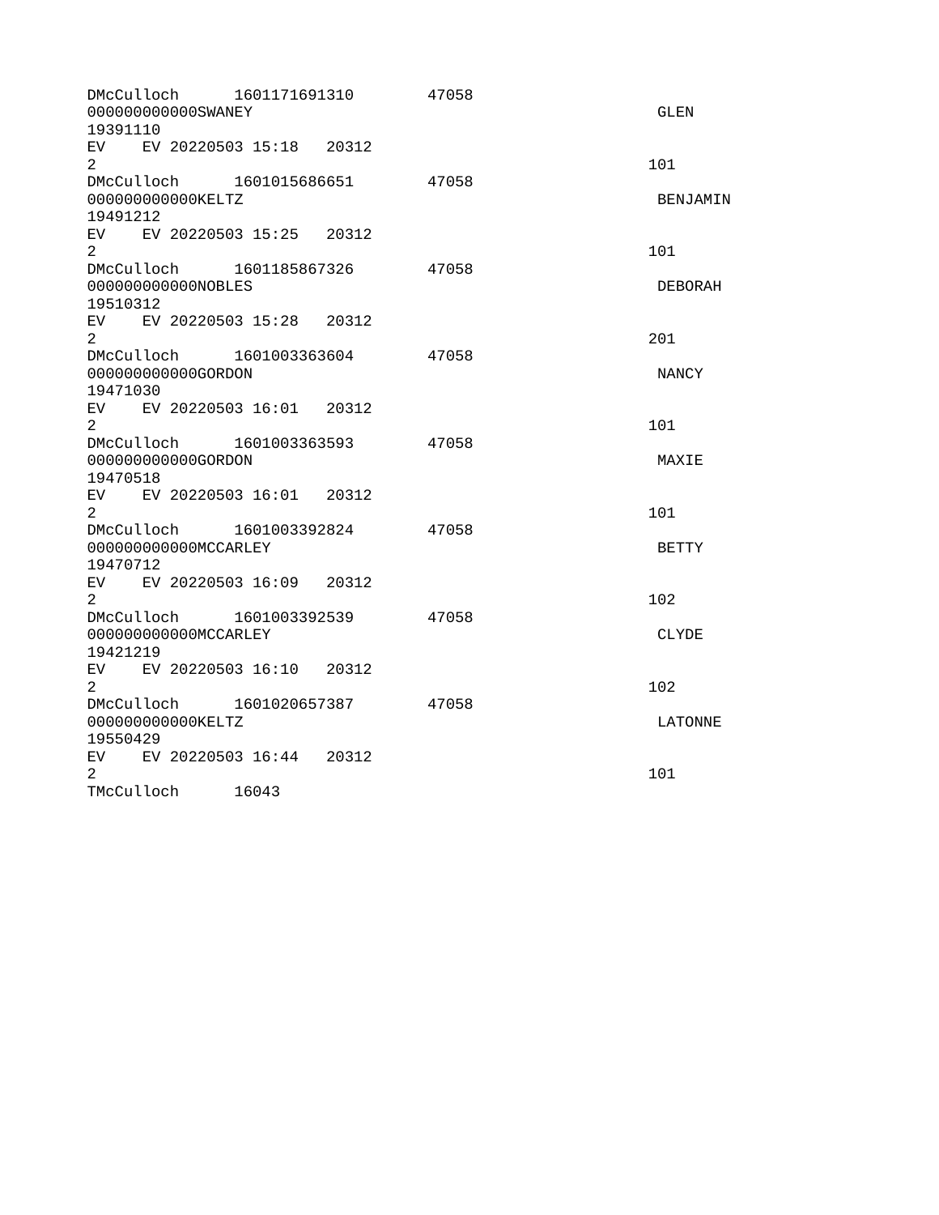```
DMcCulloch      1601171691310       47058
000000000000SWANEY                                                          GLEN
19391110
EV    EV 20220503 15:18   20312
2                                                                          101
DMcCulloch      1601015686651       47058
000000000000KELTZ                                                           BENJAMIN
19491212
EV    EV 20220503 15:25   20312
2                                                                          101
DMcCulloch      1601185867326       47058
000000000000NOBLES                                                          DEBORAH
19510312
EV    EV 20220503 15:28   20312
2                                                                          201
DMcCulloch      1601003363604       47058
000000000000GORDON                                                          NANCY
19471030
EV    EV 20220503 16:01   20312
2                                                                          101
DMcCulloch      1601003363593       47058
000000000000GORDON                                                          MAXIE
19470518
EV    EV 20220503 16:01   20312
2                                                                          101
DMcCulloch      1601003392824       47058
000000000000MCCARLEY                                                        BETTY
19470712
EV    EV 20220503 16:09   20312
2                                                                          102
DMcCulloch      1601003392539       47058
000000000000MCCARLEY                                                        CLYDE
19421219
EV    EV 20220503 16:10   20312
2                                                                          102
DMcCulloch      1601020657387       47058
000000000000KELTZ                                                           LATONNE
19550429
EV    EV 20220503 16:44   20312
2                                                                          101
TMcCulloch      16043
```